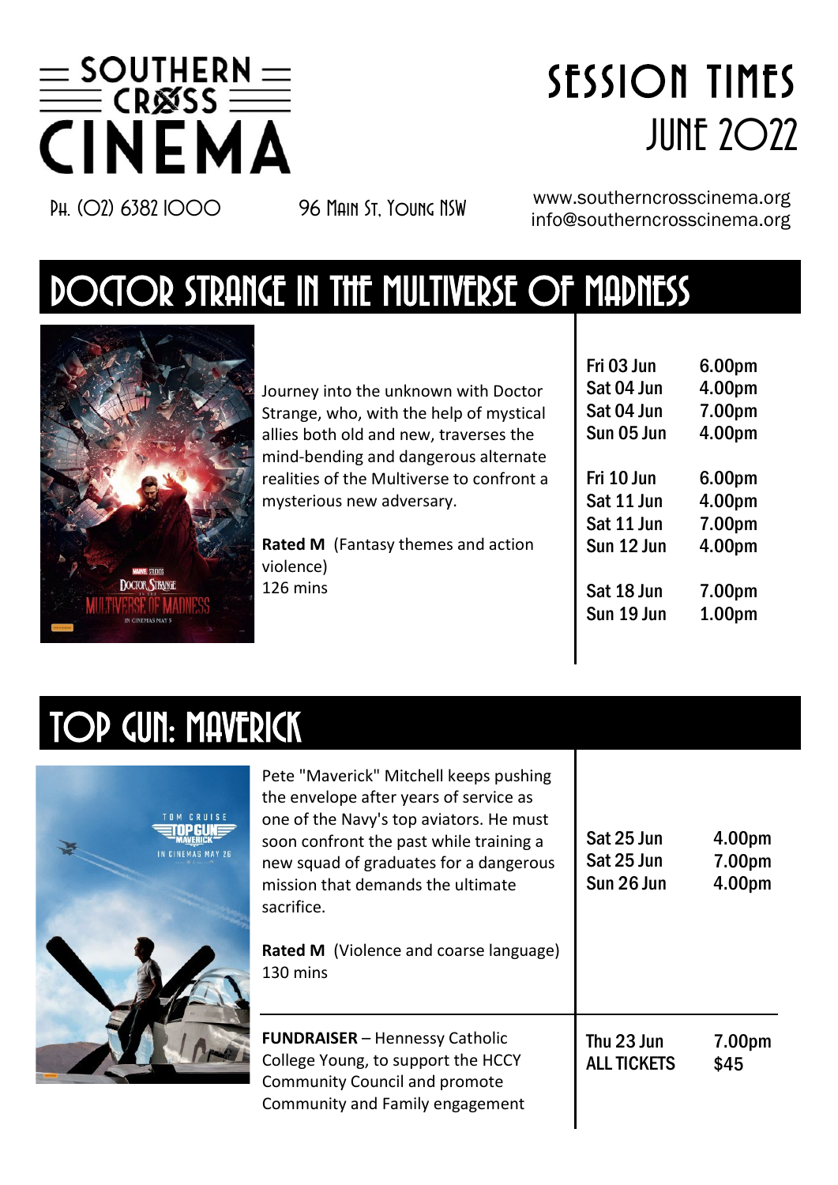# SOUTHERN CROSS CINEMA

# SESSION TIMES JUNE 2022

Ph. (02) 6382 1000

96 Main St, Young NSW

www.southerncrosscinema.org
info@southerncrosscinema.org

## DOCTOR STRANGE IN THE MULTIVERSE OF MADNESS

Journey into the unknown with Doctor Strange, who, with the help of mystical allies both old and new, traverses the mind-bending and dangerous alternate realities of the Multiverse to confront a mysterious new adversary.

**Rated M** (Fantasy themes and action violence)
126 mins

| Date | Time |
|---|---|
| Fri 03 Jun | 6.00pm |
| Sat 04 Jun | 4.00pm |
| Sat 04 Jun | 7.00pm |
| Sun 05 Jun | 4.00pm |
| Fri 10 Jun | 6.00pm |
| Sat 11 Jun | 4.00pm |
| Sat 11 Jun | 7.00pm |
| Sun 12 Jun | 4.00pm |
| Sat 18 Jun | 7.00pm |
| Sun 19 Jun | 1.00pm |

## TOP GUN: MAVERICK

Pete "Maverick" Mitchell keeps pushing the envelope after years of service as one of the Navy's top aviators. He must soon confront the past while training a new squad of graduates for a dangerous mission that demands the ultimate sacrifice.

**Rated M** (Violence and coarse language)
130 mins

| Date | Time |
|---|---|
| Sat 25 Jun | 4.00pm |
| Sat 25 Jun | 7.00pm |
| Sun 26 Jun | 4.00pm |

**FUNDRAISER** – Hennessy Catholic College Young, to support the HCCY Community Council and promote Community and Family engagement

| Date | Time |
|---|---|
| Thu 23 Jun | 7.00pm |
| ALL TICKETS | $45 |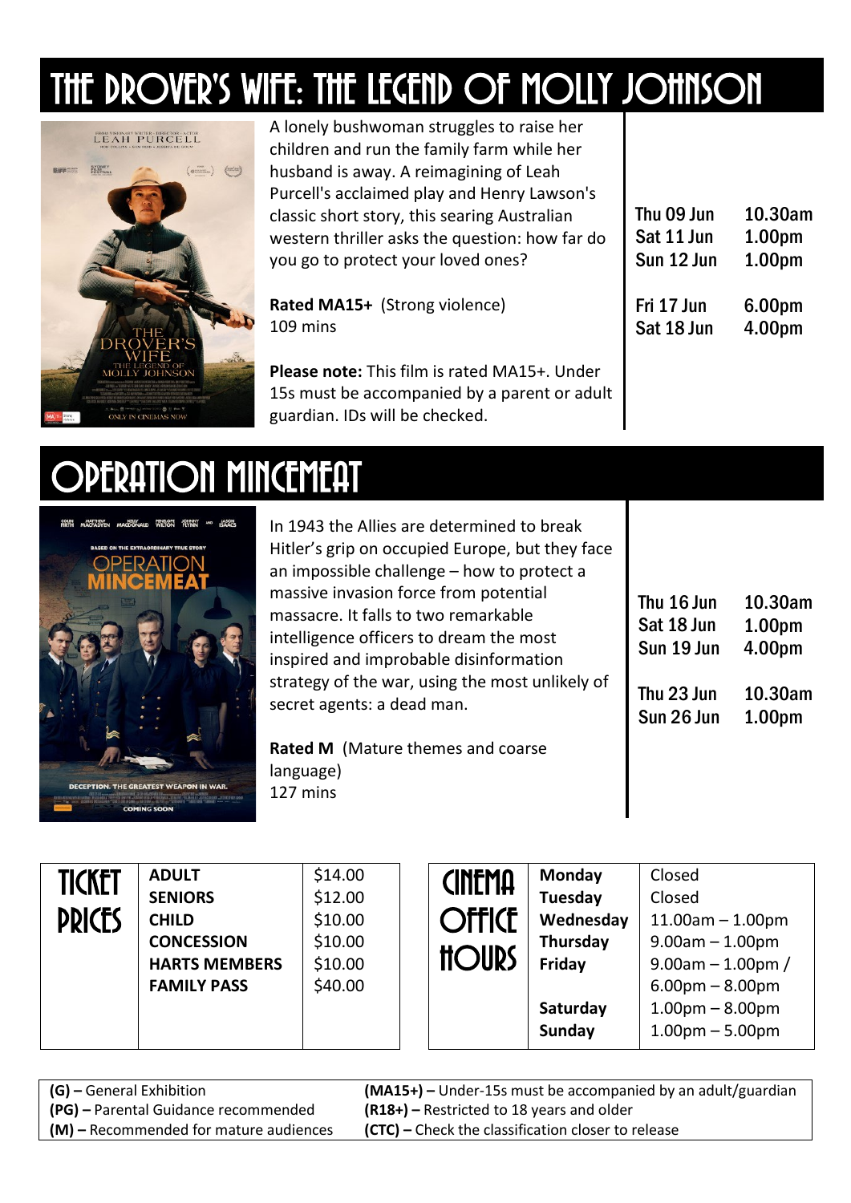# THE DROVER'S WIFE: THE LEGEND OF MOLLY JOHNSON

A lonely bushwoman struggles to raise her children and run the family farm while her husband is away. A reimagining of Leah Purcell's acclaimed play and Henry Lawson's classic short story, this searing Australian western thriller asks the question: how far do you go to protect your loved ones?

**Rated MA15+** (Strong violence)
109 mins

**Please note:** This film is rated MA15+. Under 15s must be accompanied by a parent or adult guardian. IDs will be checked.

| | |
|---|---|
| Thu 09 Jun | 10.30am |
| Sat 11 Jun | 1.00pm |
| Sun 12 Jun | 1.00pm |
| Fri 17 Jun | 6.00pm |
| Sat 18 Jun | 4.00pm |

# OPERATION MINCEMEAT

In 1943 the Allies are determined to break Hitler's grip on occupied Europe, but they face an impossible challenge – how to protect a massive invasion force from potential massacre. It falls to two remarkable intelligence officers to dream the most inspired and improbable disinformation strategy of the war, using the most unlikely of secret agents: a dead man.

**Rated M** (Mature themes and coarse language)
127 mins

| | |
|---|---|
| Thu 16 Jun | 10.30am |
| Sat 18 Jun | 1.00pm |
| Sun 19 Jun | 4.00pm |
| Thu 23 Jun | 10.30am |
| Sun 26 Jun | 1.00pm |

## TICKET PRICES

| | |
|---|---|
| **ADULT** | $14.00 |
| **SENIORS** | $12.00 |
| **CHILD** | $10.00 |
| **CONCESSION** | $10.00 |
| **HARTS MEMBERS** | $10.00 |
| **FAMILY PASS** | $40.00 |

## CINEMA OFFICE HOURS

| | |
|---|---|
| **Monday** | Closed |
| **Tuesday** | Closed |
| **Wednesday** | 11.00am – 1.00pm |
| **Thursday** | 9.00am – 1.00pm |
| **Friday** | 9.00am – 1.00pm / 6.00pm – 8.00pm |
| **Saturday** | 1.00pm – 8.00pm |
| **Sunday** | 1.00pm – 5.00pm |

**(G) –** General Exhibition
**(PG) –** Parental Guidance recommended
**(M) –** Recommended for mature audiences
**(MA15+) –** Under-15s must be accompanied by an adult/guardian
**(R18+) –** Restricted to 18 years and older
**(CTC) –** Check the classification closer to release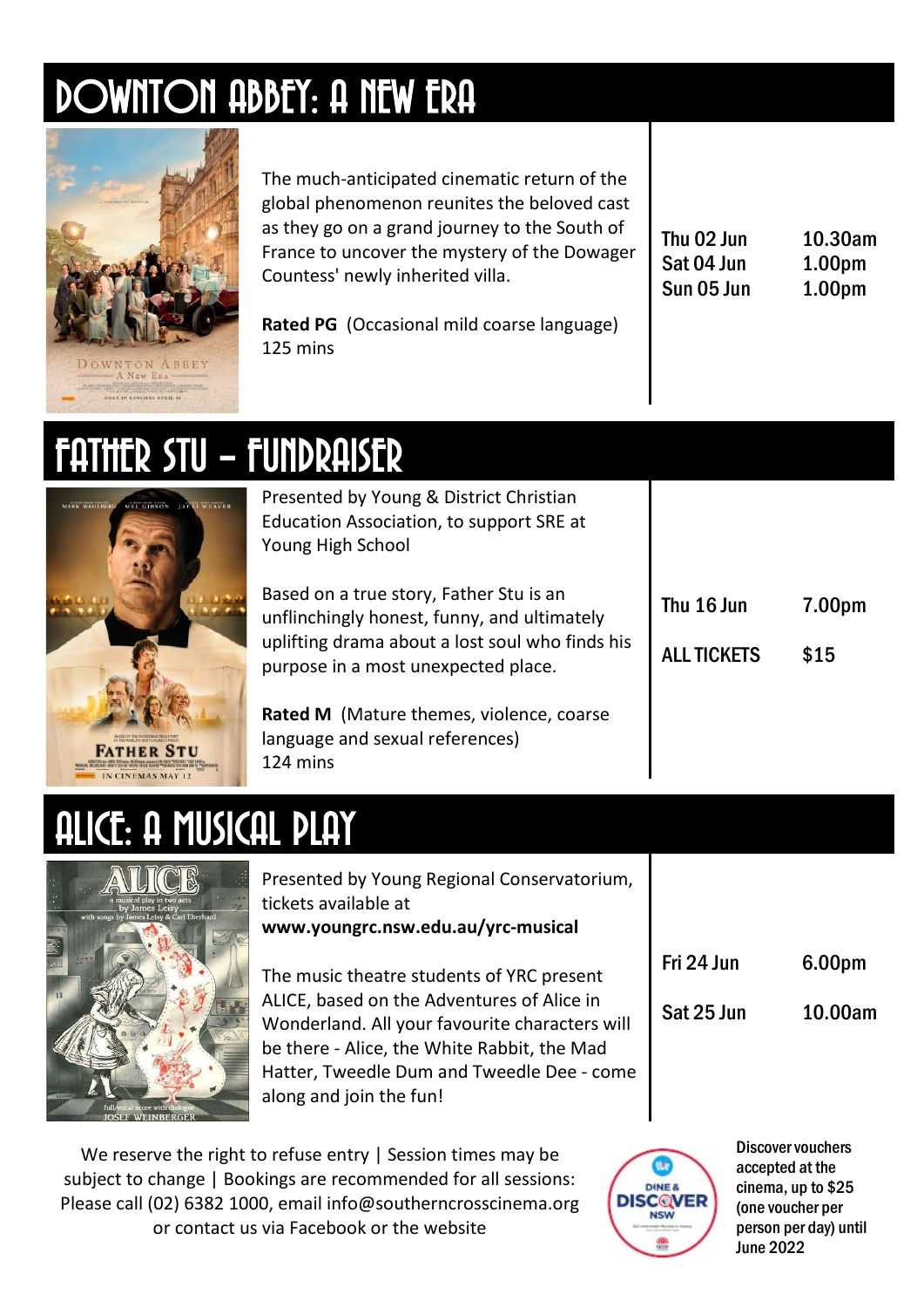# DOWNTON ABBEY: A NEW ERA

The much-anticipated cinematic return of the global phenomenon reunites the beloved cast as they go on a grand journey to the South of France to uncover the mystery of the Dowager Countess' newly inherited villa.

**Rated PG** (Occasional mild coarse language)
125 mins

| | |
|---|---|
| Thu 02 Jun | 10.30am |
| Sat 04 Jun | 1.00pm |
| Sun 05 Jun | 1.00pm |

# FATHER STU – FUNDRAISER

Presented by Young & District Christian Education Association, to support SRE at Young High School

Based on a true story, Father Stu is an unflinchingly honest, funny, and ultimately uplifting drama about a lost soul who finds his purpose in a most unexpected place.

**Rated M** (Mature themes, violence, coarse language and sexual references)
124 mins

| | |
|---|---|
| Thu 16 Jun | 7.00pm |
| ALL TICKETS | $15 |

# ALICE: A MUSICAL PLAY

Presented by Young Regional Conservatorium, tickets available at **www.youngrc.nsw.edu.au/yrc-musical**

The music theatre students of YRC present ALICE, based on the Adventures of Alice in Wonderland. All your favourite characters will be there - Alice, the White Rabbit, the Mad Hatter, Tweedle Dum and Tweedle Dee - come along and join the fun!

| | |
|---|---|
| Fri 24 Jun | 6.00pm |
| Sat 25 Jun | 10.00am |

We reserve the right to refuse entry | Session times may be subject to change | Bookings are recommended for all sessions: Please call (02) 6382 1000, email info@southerncrosscinema.org or contact us via Facebook or the website

Discover vouchers accepted at the cinema, up to $25 (one voucher per person per day) until June 2022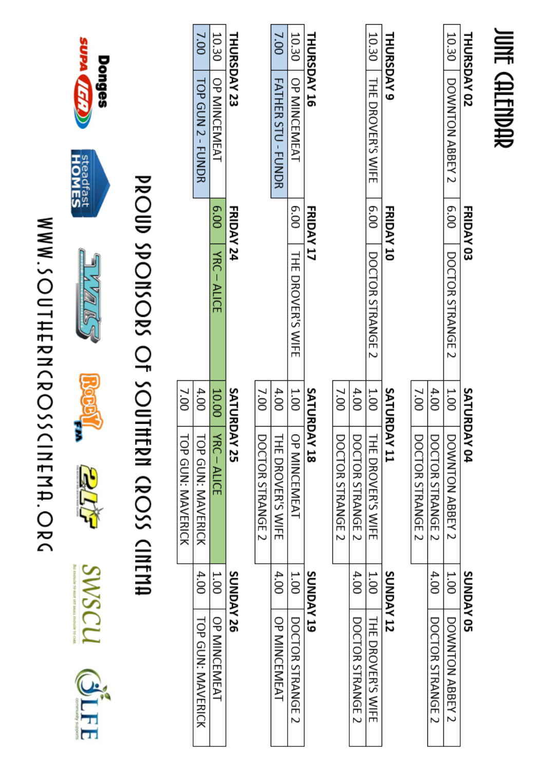# JUNE CALENDAR

| THURSDAY 02 | | FRIDAY 03 | | SATURDAY 04 | | SUNDAY 05 | |
|---|---|---|---|---|---|---|---|
| 10.30 | DOWNTON ABBEY 2 | 6.00 | DOCTOR STRANGE 2 | 1.00 | DOWNTON ABBEY 2 | 1.00 | DOWNTON ABBEY 2 |
| | | | | 4.00 | DOCTOR STRANGE 2 | 4.00 | DOCTOR STRANGE 2 |
| | | | | 7.00 | DOCTOR STRANGE 2 | | |

| THURSDAY 9 | | FRIDAY 10 | | SATURDAY 11 | | SUNDAY 12 | |
|---|---|---|---|---|---|---|---|
| 10.30 | THE DROVER'S WIFE | 6.00 | DOCTOR STRANGE 2 | 1.00 | THE DROVER'S WIFE | 1.00 | THE DROVER'S WIFE |
| | | | | 4.00 | DOCTOR STRANGE 2 | 4.00 | DOCTOR STRANGE 2 |
| | | | | 7.00 | DOCTOR STRANGE 2 | | |

| THURSDAY 16 | | FRIDAY 17 | | SATURDAY 18 | | SUNDAY 19 | |
|---|---|---|---|---|---|---|---|
| 10.30 | OP MINCEMEAT | 6.00 | THE DROVER'S WIFE | 1.00 | OP MINCEMEAT | 1.00 | DOCTOR STRANGE 2 |
| 7.00 | FATHER STU - FUNDR | | | 4.00 | THE DROVER'S WIFE | 4.00 | OP MINCEMEAT |
| | | | | 7.00 | DOCTOR STRANGE 2 | | |

| THURSDAY 23 | | FRIDAY 24 | | SATURDAY 25 | | SUNDAY 26 | |
|---|---|---|---|---|---|---|---|
| 10.30 | OP MINCEMEAT | 6.00 | YRC – ALICE | 10.00 | YRC – ALICE | 1.00 | OP MINCEMEAT |
| 7.00 | TOP GUN 2 - FUNDR | | | 4.00 | TOP GUN: MAVERICK | 4.00 | TOP GUN: MAVERICK |
| | | | | 7.00 | TOP GUN: MAVERICK | | |

## PROUD SPONSORS OF SOUTHERN CROSS CINEMA

Donges SUPA IGA · steadfast HOMES · WIS · Rocky FM · 2LF · SWSCU · LIFE community supports

WWW.SOUTHERNCROSSCINEMA.ORG